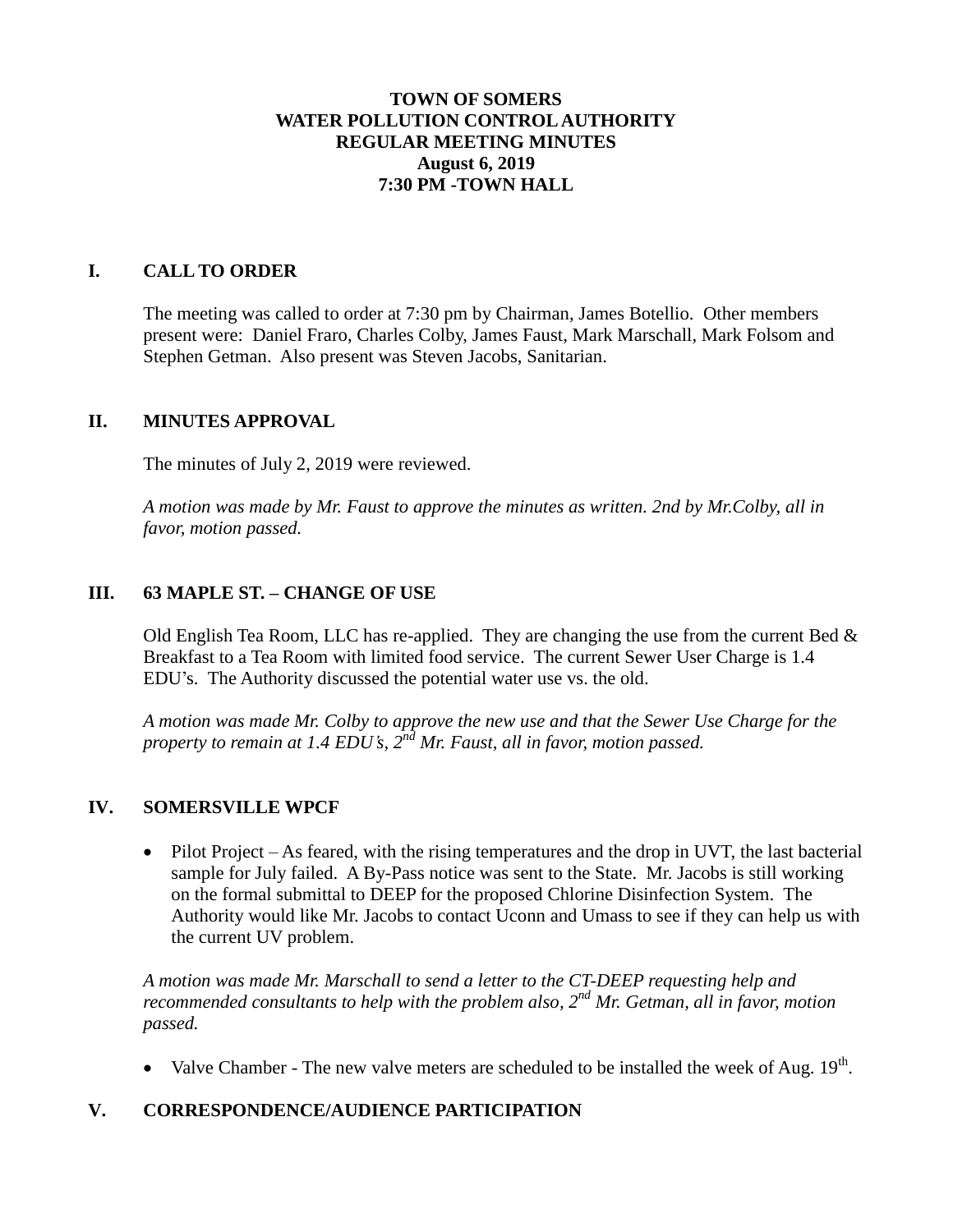# TOWN OF SOMERS
# WATER POLLUTION CONTROL AUTHORITY
# REGULAR MEETING MINUTES
# August 6, 2019
# 7:30 PM -TOWN HALL

## I. CALL TO ORDER

The meeting was called to order at 7:30 pm by Chairman, James Botellio. Other members present were: Daniel Fraro, Charles Colby, James Faust, Mark Marschall, Mark Folsom and Stephen Getman. Also present was Steven Jacobs, Sanitarian.

## II. MINUTES APPROVAL

The minutes of July 2, 2019 were reviewed.

*A motion was made by Mr. Faust to approve the minutes as written. 2nd by Mr.Colby, all in favor, motion passed.*

## III. 63 MAPLE ST. – CHANGE OF USE

Old English Tea Room, LLC has re-applied. They are changing the use from the current Bed & Breakfast to a Tea Room with limited food service. The current Sewer User Charge is 1.4 EDU's. The Authority discussed the potential water use vs. the old.

*A motion was made Mr. Colby to approve the new use and that the Sewer Use Charge for the property to remain at 1.4 EDU's, 2nd Mr. Faust, all in favor, motion passed.*

## IV. SOMERSVILLE WPCF

- Pilot Project – As feared, with the rising temperatures and the drop in UVT, the last bacterial sample for July failed. A By-Pass notice was sent to the State. Mr. Jacobs is still working on the formal submittal to DEEP for the proposed Chlorine Disinfection System. The Authority would like Mr. Jacobs to contact Uconn and Umass to see if they can help us with the current UV problem.

*A motion was made Mr. Marschall to send a letter to the CT-DEEP requesting help and recommended consultants to help with the problem also, 2nd Mr. Getman, all in favor, motion passed.*

- Valve Chamber - The new valve meters are scheduled to be installed the week of Aug. 19th.

## V. CORRESPONDENCE/AUDIENCE PARTICIPATION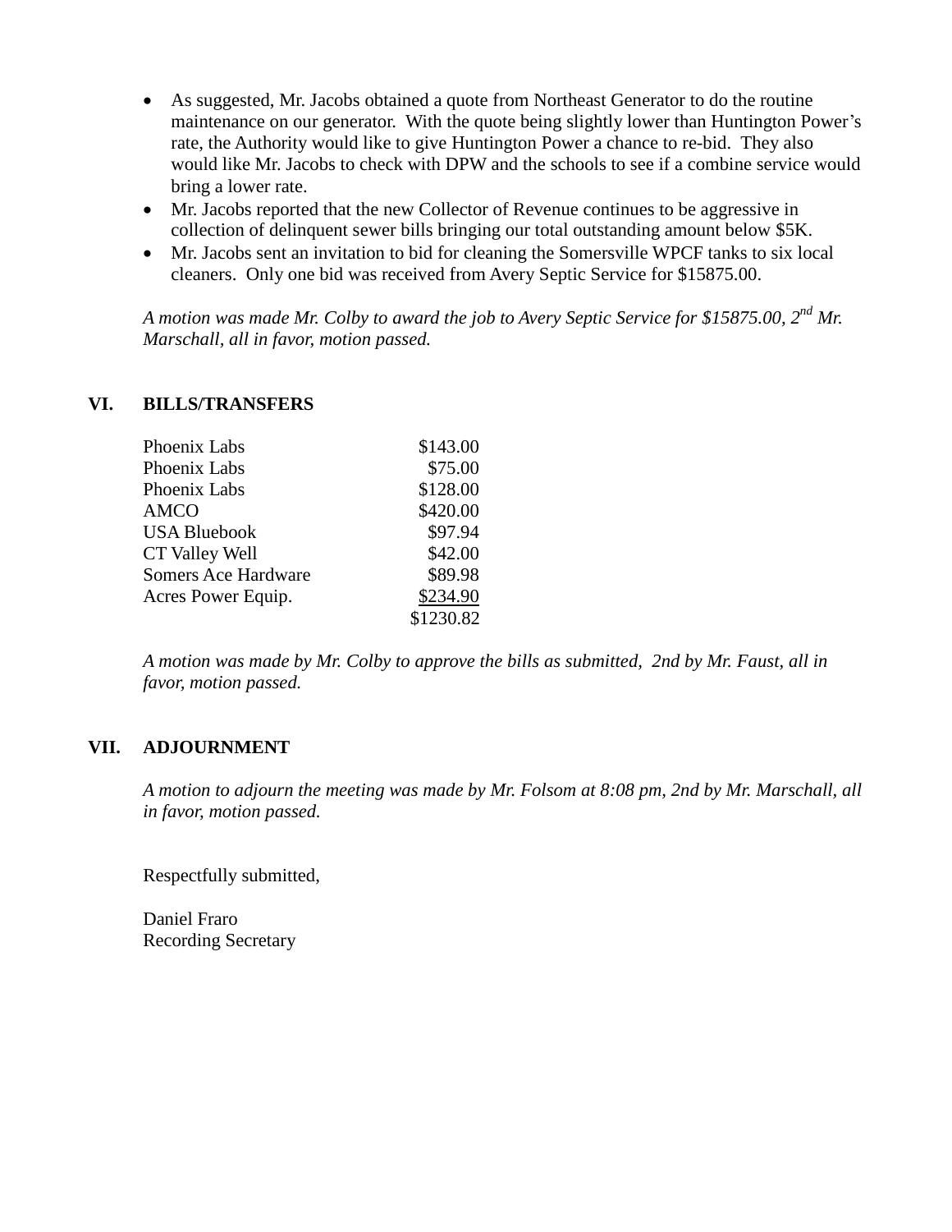- As suggested, Mr. Jacobs obtained a quote from Northeast Generator to do the routine maintenance on our generator. With the quote being slightly lower than Huntington Power's rate, the Authority would like to give Huntington Power a chance to re-bid. They also would like Mr. Jacobs to check with DPW and the schools to see if a combine service would bring a lower rate.
- Mr. Jacobs reported that the new Collector of Revenue continues to be aggressive in collection of delinquent sewer bills bringing our total outstanding amount below $5K.
- Mr. Jacobs sent an invitation to bid for cleaning the Somersville WPCF tanks to six local cleaners. Only one bid was received from Avery Septic Service for $15875.00.

*A motion was made Mr. Colby to award the job to Avery Septic Service for $15875.00, 2nd Mr. Marschall, all in favor, motion passed.*

## VI. BILLS/TRANSFERS

| | |
|---|---|
| Phoenix Labs | $143.00 |
| Phoenix Labs | $75.00 |
| Phoenix Labs | $128.00 |
| AMCO | $420.00 |
| USA Bluebook | $97.94 |
| CT Valley Well | $42.00 |
| Somers Ace Hardware | $89.98 |
| Acres Power Equip. | $234.90 |
| | $1230.82 |

*A motion was made by Mr. Colby to approve the bills as submitted, 2nd by Mr. Faust, all in favor, motion passed.*

## VII. ADJOURNMENT

*A motion to adjourn the meeting was made by Mr. Folsom at 8:08 pm, 2nd by Mr. Marschall, all in favor, motion passed.*

Respectfully submitted,

Daniel Fraro
Recording Secretary